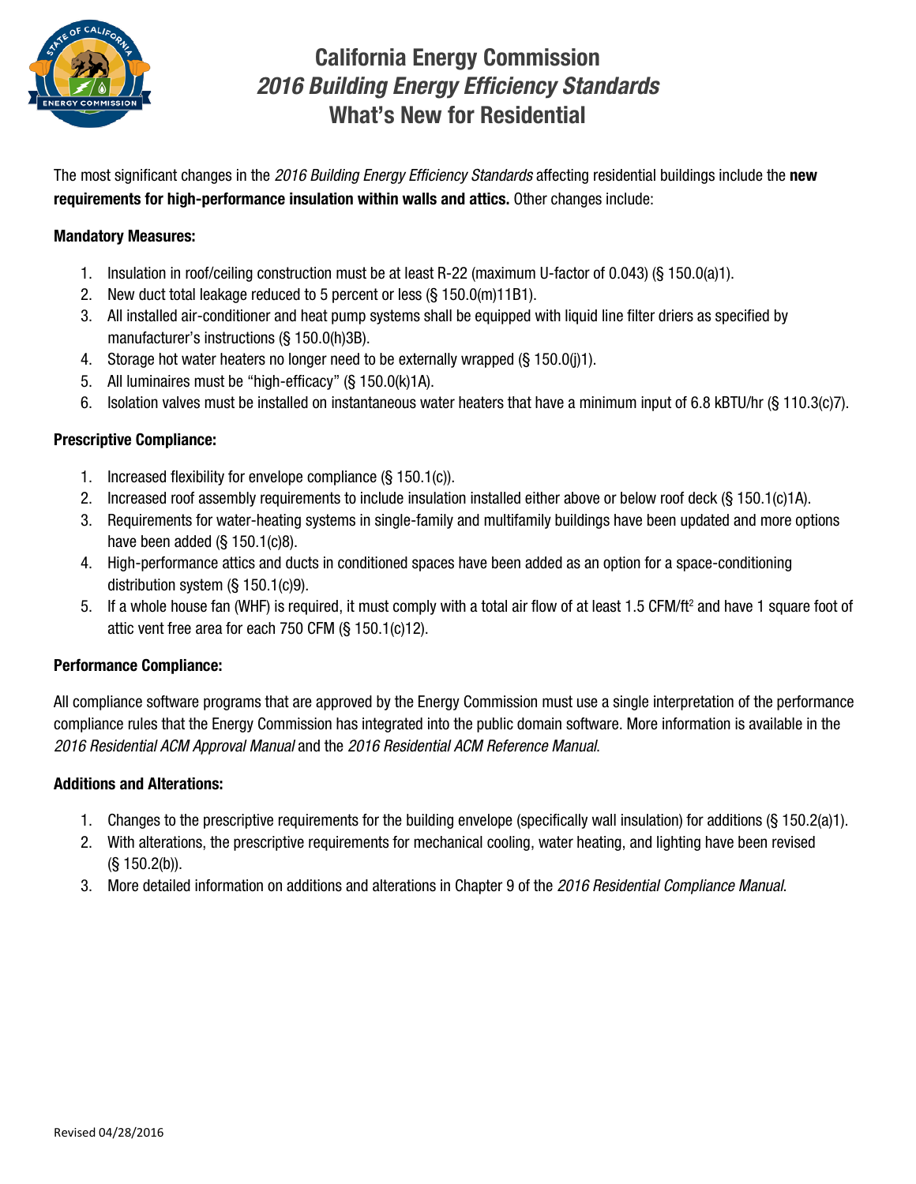# California Energy Commission
## *2016 Building Energy Efficiency Standards*
## What's New for Residential

The most significant changes in the *2016 Building Energy Efficiency Standards* affecting residential buildings include the **new requirements for high-performance insulation within walls and attics.** Other changes include:

**Mandatory Measures:**

1. Insulation in roof/ceiling construction must be at least R-22 (maximum U-factor of 0.043) (§ 150.0(a)1).
2. New duct total leakage reduced to 5 percent or less (§ 150.0(m)11B1).
3. All installed air-conditioner and heat pump systems shall be equipped with liquid line filter driers as specified by manufacturer's instructions (§ 150.0(h)3B).
4. Storage hot water heaters no longer need to be externally wrapped (§ 150.0(j)1).
5. All luminaires must be "high-efficacy" (§ 150.0(k)1A).
6. Isolation valves must be installed on instantaneous water heaters that have a minimum input of 6.8 kBTU/hr (§ 110.3(c)7).

**Prescriptive Compliance:**

1. Increased flexibility for envelope compliance (§ 150.1(c)).
2. Increased roof assembly requirements to include insulation installed either above or below roof deck (§ 150.1(c)1A).
3. Requirements for water-heating systems in single-family and multifamily buildings have been updated and more options have been added (§ 150.1(c)8).
4. High-performance attics and ducts in conditioned spaces have been added as an option for a space-conditioning distribution system (§ 150.1(c)9).
5. If a whole house fan (WHF) is required, it must comply with a total air flow of at least 1.5 CFM/ft$^2$ and have 1 square foot of attic vent free area for each 750 CFM (§ 150.1(c)12).

**Performance Compliance:**

All compliance software programs that are approved by the Energy Commission must use a single interpretation of the performance compliance rules that the Energy Commission has integrated into the public domain software. More information is available in the *2016 Residential ACM Approval Manual* and the *2016 Residential ACM Reference Manual.*

**Additions and Alterations:**

1. Changes to the prescriptive requirements for the building envelope (specifically wall insulation) for additions (§ 150.2(a)1).
2. With alterations, the prescriptive requirements for mechanical cooling, water heating, and lighting have been revised (§ 150.2(b)).
3. More detailed information on additions and alterations in Chapter 9 of the *2016 Residential Compliance Manual*.

Revised 04/28/2016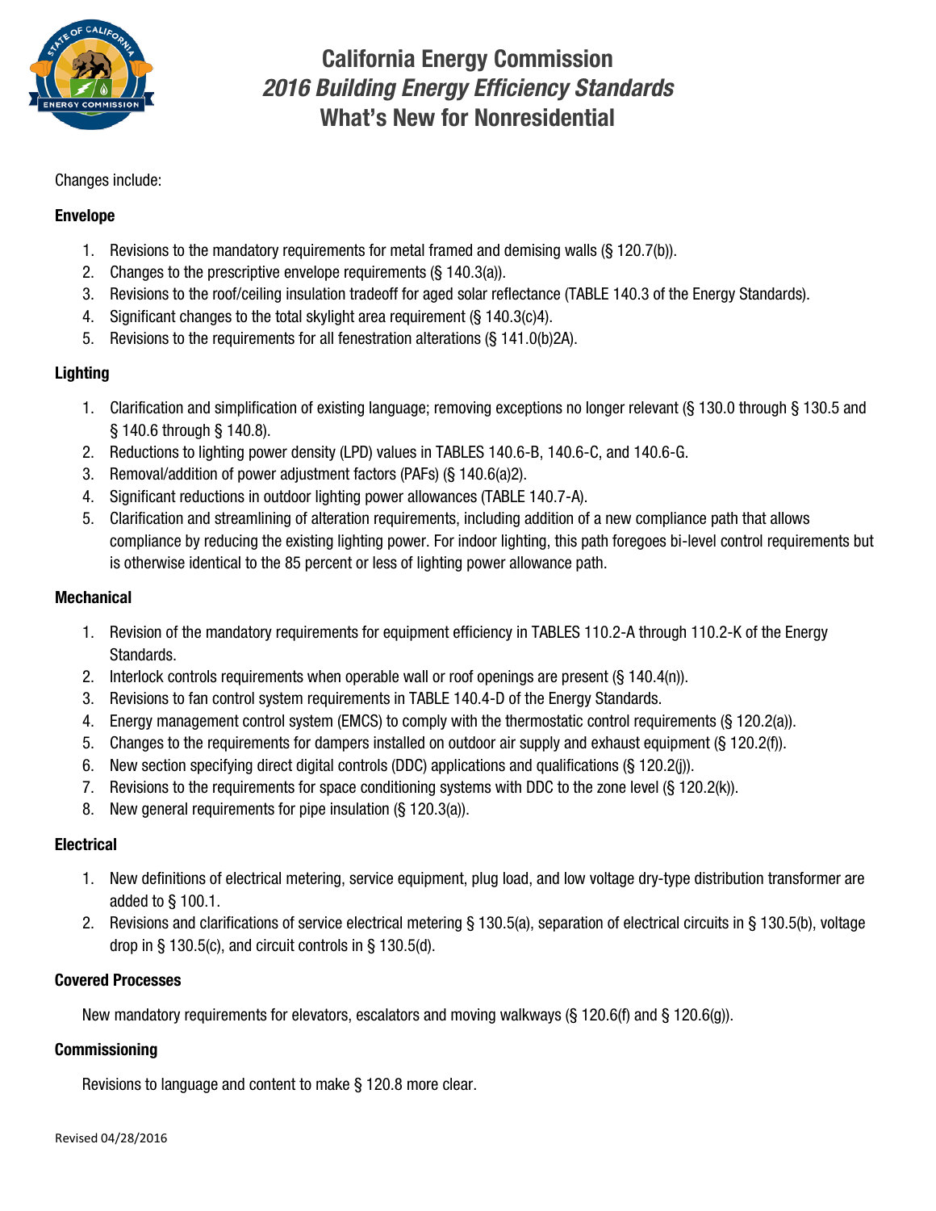# California Energy Commission
## *2016 Building Energy Efficiency Standards*
## What's New for Nonresidential

Changes include:

### Envelope

1. Revisions to the mandatory requirements for metal framed and demising walls (§ 120.7(b)).
2. Changes to the prescriptive envelope requirements (§ 140.3(a)).
3. Revisions to the roof/ceiling insulation tradeoff for aged solar reflectance (TABLE 140.3 of the Energy Standards).
4. Significant changes to the total skylight area requirement (§ 140.3(c)4).
5. Revisions to the requirements for all fenestration alterations (§ 141.0(b)2A).

### Lighting

1. Clarification and simplification of existing language; removing exceptions no longer relevant (§ 130.0 through § 130.5 and § 140.6 through § 140.8).
2. Reductions to lighting power density (LPD) values in TABLES 140.6-B, 140.6-C, and 140.6-G.
3. Removal/addition of power adjustment factors (PAFs) (§ 140.6(a)2).
4. Significant reductions in outdoor lighting power allowances (TABLE 140.7-A).
5. Clarification and streamlining of alteration requirements, including addition of a new compliance path that allows compliance by reducing the existing lighting power. For indoor lighting, this path foregoes bi-level control requirements but is otherwise identical to the 85 percent or less of lighting power allowance path.

### Mechanical

1. Revision of the mandatory requirements for equipment efficiency in TABLES 110.2-A through 110.2-K of the Energy Standards.
2. Interlock controls requirements when operable wall or roof openings are present (§ 140.4(n)).
3. Revisions to fan control system requirements in TABLE 140.4-D of the Energy Standards.
4. Energy management control system (EMCS) to comply with the thermostatic control requirements (§ 120.2(a)).
5. Changes to the requirements for dampers installed on outdoor air supply and exhaust equipment (§ 120.2(f)).
6. New section specifying direct digital controls (DDC) applications and qualifications (§ 120.2(j)).
7. Revisions to the requirements for space conditioning systems with DDC to the zone level (§ 120.2(k)).
8. New general requirements for pipe insulation (§ 120.3(a)).

### Electrical

1. New definitions of electrical metering, service equipment, plug load, and low voltage dry-type distribution transformer are added to § 100.1.
2. Revisions and clarifications of service electrical metering § 130.5(a), separation of electrical circuits in § 130.5(b), voltage drop in § 130.5(c), and circuit controls in § 130.5(d).

### Covered Processes

New mandatory requirements for elevators, escalators and moving walkways (§ 120.6(f) and § 120.6(g)).

### Commissioning

Revisions to language and content to make § 120.8 more clear.

Revised 04/28/2016